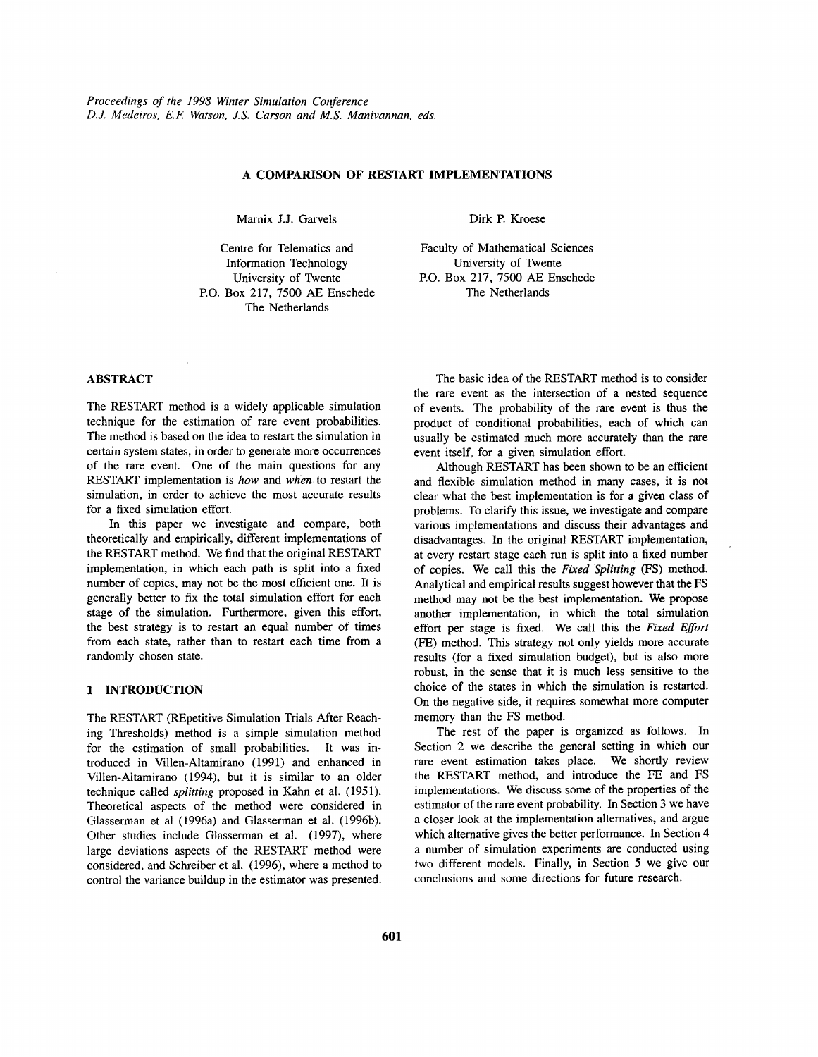# A COMPARISON OF RESTART IMPLEMENTATIONS

Marnix J.J. Garvels

Centre for Telematics and Information Technology
University of Twente
P.O. Box 217, 7500 AE Enschede
The Netherlands

Dirk P. Kroese

Faculty of Mathematical Sciences
University of Twente
P.O. Box 217, 7500 AE Enschede
The Netherlands

## ABSTRACT

The RESTART method is a widely applicable simulation technique for the estimation of rare event probabilities. The method is based on the idea to restart the simulation in certain system states, in order to generate more occurrences of the rare event. One of the main questions for any RESTART implementation is *how* and *when* to restart the simulation, in order to achieve the most accurate results for a fixed simulation effort.

In this paper we investigate and compare, both theoretically and empirically, different implementations of the RESTART method. We find that the original RESTART implementation, in which each path is split into a fixed number of copies, may not be the most efficient one. It is generally better to fix the total simulation effort for each stage of the simulation. Furthermore, given this effort, the best strategy is to restart an equal number of times from each state, rather than to restart each time from a randomly chosen state.

## 1 INTRODUCTION

The RESTART (REpetitive Simulation Trials After Reaching Thresholds) method is a simple simulation method for the estimation of small probabilities. It was introduced in Villen-Altamirano (1991) and enhanced in Villen-Altamirano (1994), but it is similar to an older technique called *splitting* proposed in Kahn et al. (1951). Theoretical aspects of the method were considered in Glasserman et al (1996a) and Glasserman et al. (1996b). Other studies include Glasserman et al. (1997), where large deviations aspects of the RESTART method were considered, and Schreiber et al. (1996), where a method to control the variance buildup in the estimator was presented.

The basic idea of the RESTART method is to consider the rare event as the intersection of a nested sequence of events. The probability of the rare event is thus the product of conditional probabilities, each of which can usually be estimated much more accurately than the rare event itself, for a given simulation effort.

Although RESTART has been shown to be an efficient and flexible simulation method in many cases, it is not clear what the best implementation is for a given class of problems. To clarify this issue, we investigate and compare various implementations and discuss their advantages and disadvantages. In the original RESTART implementation, at every restart stage each run is split into a fixed number of copies. We call this the *Fixed Splitting* (FS) method. Analytical and empirical results suggest however that the FS method may not be the best implementation. We propose another implementation, in which the total simulation effort per stage is fixed. We call this the *Fixed Effort* (FE) method. This strategy not only yields more accurate results (for a fixed simulation budget), but is also more robust, in the sense that it is much less sensitive to the choice of the states in which the simulation is restarted. On the negative side, it requires somewhat more computer memory than the FS method.

The rest of the paper is organized as follows. In Section 2 we describe the general setting in which our rare event estimation takes place. We shortly review the RESTART method, and introduce the FE and FS implementations. We discuss some of the properties of the estimator of the rare event probability. In Section 3 we have a closer look at the implementation alternatives, and argue which alternative gives the better performance. In Section 4 a number of simulation experiments are conducted using two different models. Finally, in Section 5 we give our conclusions and some directions for future research.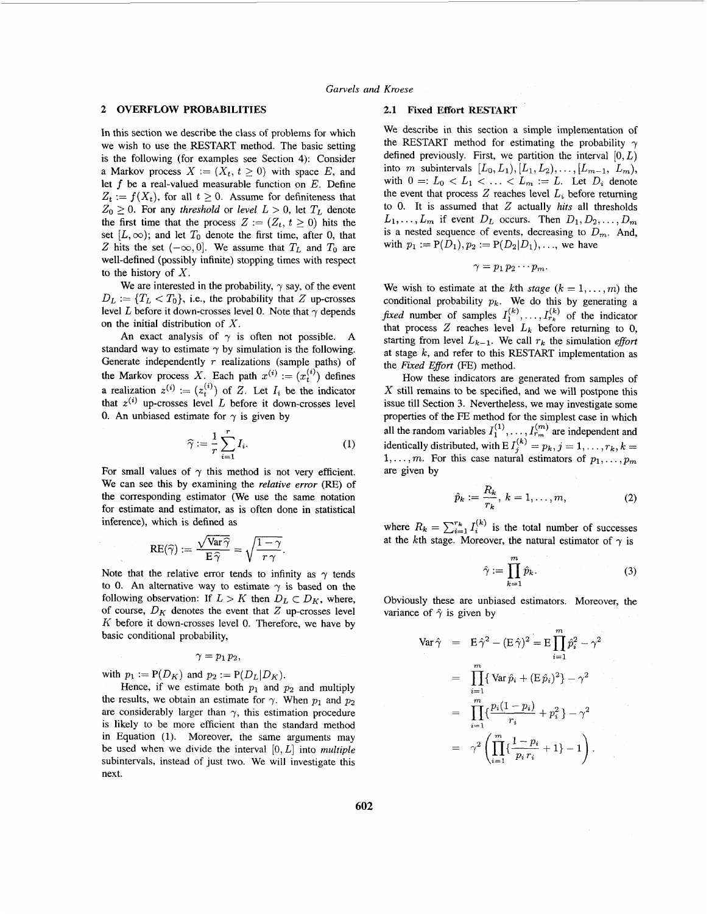## 2 OVERFLOW PROBABILITIES

In this section we describe the class of problems for which we wish to use the RESTART method. The basic setting is the following (for examples see Section 4): Consider a Markov process $X := (X_t, t \geq 0)$ with space $E$, and let $f$ be a real-valued measurable function on $E$. Define $Z_t := f(X_t)$, for all $t \geq 0$. Assume for definiteness that $Z_0 \geq 0$. For any *threshold* or *level* $L > 0$, let $T_L$ denote the first time that the process $Z := (Z_t, t \geq 0)$ hits the set $[L, \infty)$; and let $T_0$ denote the first time, after 0, that $Z$ hits the set $(-\infty, 0]$. We assume that $T_L$ and $T_0$ are well-defined (possibly infinite) stopping times with respect to the history of $X$.

We are interested in the probability, $\gamma$ say, of the event $D_L := \{T_L < T_0\}$, i.e., the probability that $Z$ up-crosses level $L$ before it down-crosses level 0. Note that $\gamma$ depends on the initial distribution of $X$.

An exact analysis of $\gamma$ is often not possible. A standard way to estimate $\gamma$ by simulation is the following. Generate independently $r$ realizations (sample paths) of the Markov process $X$. Each path $x^{(i)} := (x_t^{(i)})$ defines a realization $z^{(i)} := (z_t^{(i)})$ of $Z$. Let $I_i$ be the indicator that $z^{(i)}$ up-crosses level $L$ before it down-crosses level 0. An unbiased estimate for $\gamma$ is given by

$$\widehat{\gamma} := \frac{1}{r}\sum_{i=1}^{r} I_i. \tag{1}$$

For small values of $\gamma$ this method is not very efficient. We can see this by examining the *relative error* (RE) of the corresponding estimator (We use the same notation for estimate and estimator, as is often done in statistical inference), which is defined as

$$\mathrm{RE}(\widehat{\gamma}) := \frac{\sqrt{\mathrm{Var}\,\widehat{\gamma}}}{\mathrm{E}\,\widehat{\gamma}} = \sqrt{\frac{1-\gamma}{r\gamma}}.$$

Note that the relative error tends to infinity as $\gamma$ tends to 0. An alternative way to estimate $\gamma$ is based on the following observation: If $L > K$ then $D_L \subset D_K$, where, of course, $D_K$ denotes the event that $Z$ up-crosses level $K$ before it down-crosses level 0. Therefore, we have by basic conditional probability,

$$\gamma = p_1\, p_2,$$

with $p_1 := \mathrm{P}(D_K)$ and $p_2 := \mathrm{P}(D_L | D_K)$.

Hence, if we estimate both $p_1$ and $p_2$ and multiply the results, we obtain an estimate for $\gamma$. When $p_1$ and $p_2$ are considerably larger than $\gamma$, this estimation procedure is likely to be more efficient than the standard method in Equation (1). Moreover, the same arguments may be used when we divide the interval $[0, L]$ into *multiple* subintervals, instead of just two. We will investigate this next.

### 2.1 Fixed Effort RESTART

We describe in this section a simple implementation of the RESTART method for estimating the probability $\gamma$ defined previously. First, we partition the interval $[0, L)$ into $m$ subintervals $[L_0, L_1), [L_1, L_2), \ldots, [L_{m-1}, L_m)$, with $0 =: L_0 < L_1 < \ldots < L_m := L$. Let $D_i$ denote the event that process $Z$ reaches level $L_i$ before returning to 0. It is assumed that $Z$ actually *hits* all thresholds $L_1, \ldots, L_m$ if event $D_L$ occurs. Then $D_1, D_2, \ldots, D_m$ is a nested sequence of events, decreasing to $D_m$. And, with $p_1 := \mathrm{P}(D_1), p_2 := \mathrm{P}(D_2|D_1), \ldots$, we have

$$\gamma = p_1\, p_2 \cdots p_m.$$

We wish to estimate at the $k$th *stage* ($k = 1, \ldots, m$) the conditional probability $p_k$. We do this by generating a *fixed* number of samples $I_1^{(k)}, \ldots, I_{r_k}^{(k)}$ of the indicator that process $Z$ reaches level $L_k$ before returning to 0, starting from level $L_{k-1}$. We call $r_k$ the simulation *effort* at stage $k$, and refer to this RESTART implementation as the *Fixed Effort* (FE) method.

How these indicators are generated from samples of $X$ still remains to be specified, and we will postpone this issue till Section 3. Nevertheless, we may investigate some properties of the FE method for the simplest case in which all the random variables $I_1^{(1)}, \ldots, I_{r_m}^{(m)}$ are independent and identically distributed, with $\mathrm{E}\, I_j^{(k)} = p_k, j = 1, \ldots, r_k, k = 1, \ldots, m$. For this case natural estimators of $p_1, \ldots, p_m$ are given by

$$\hat{p}_k := \frac{R_k}{r_k},\ k = 1, \ldots, m, \tag{2}$$

where $R_k = \sum_{i=1}^{r_k} I_i^{(k)}$ is the total number of successes at the $k$th stage. Moreover, the natural estimator of $\gamma$ is

$$\hat{\gamma} := \prod_{k=1}^{m} \hat{p}_k. \tag{3}$$

Obviously these are unbiased estimators. Moreover, the variance of $\hat{\gamma}$ is given by

$$\begin{aligned}
\mathrm{Var}\,\hat{\gamma} &= \mathrm{E}\,\hat{\gamma}^2 - (\mathrm{E}\,\hat{\gamma})^2 = \mathrm{E}\prod_{i=1}^{m}\hat{p}_i^2 - \gamma^2 \\
&= \prod_{i=1}^{m}\{\,\mathrm{Var}\,\hat{p}_i + (\mathrm{E}\,\hat{p}_i)^2\} - \gamma^2 \\
&= \prod_{i=1}^{m}\{\frac{p_i(1-p_i)}{r_i} + p_i^2\} - \gamma^2 \\
&= \gamma^2\left(\prod_{i=1}^{m}\{\frac{1-p_i}{p_i\, r_i} + 1\} - 1\right).
\end{aligned}$$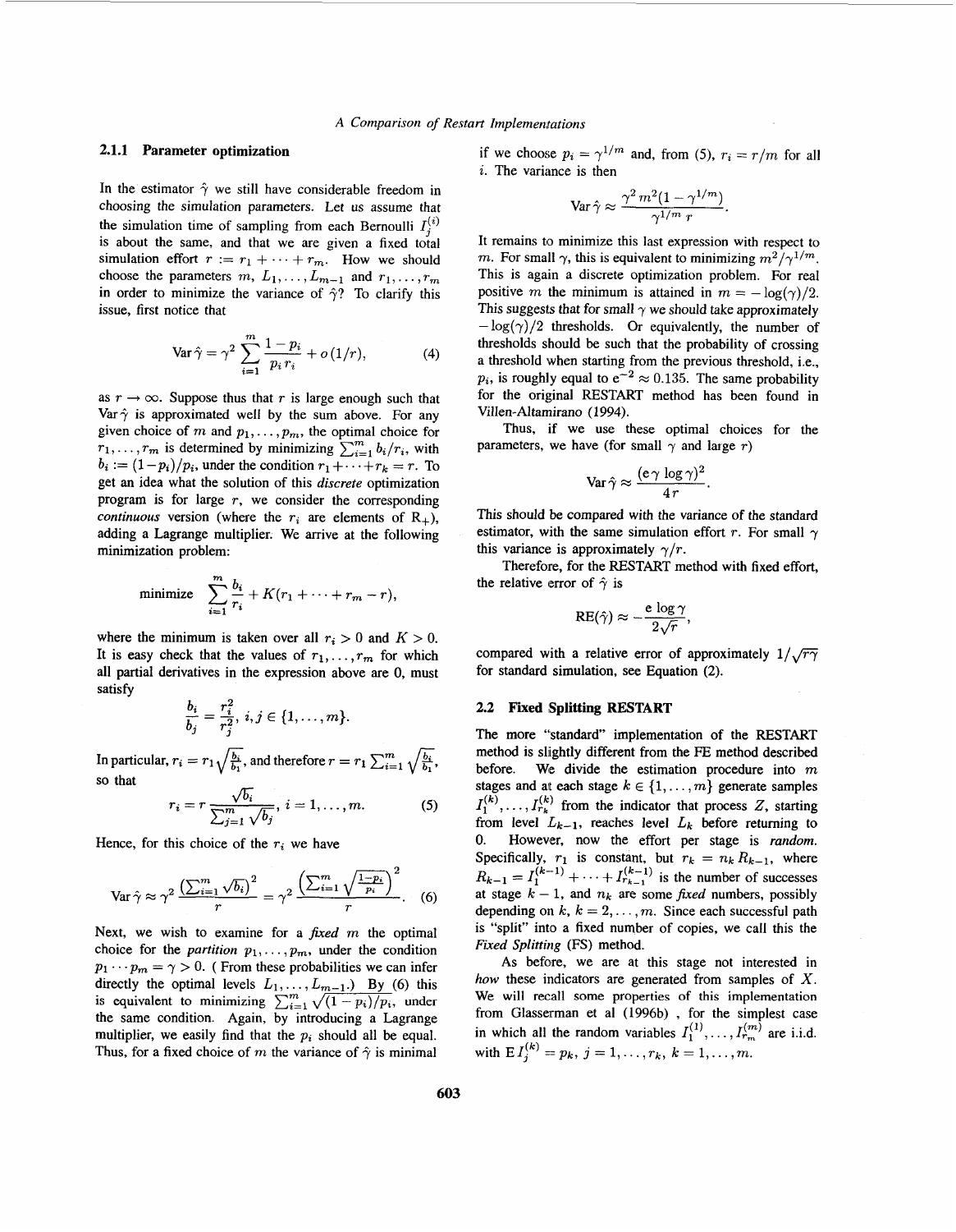### 2.1.1 Parameter optimization

In the estimator $\hat{\gamma}$ we still have considerable freedom in choosing the simulation parameters. Let us assume that the simulation time of sampling from each Bernoulli $I_j^{(i)}$ is about the same, and that we are given a fixed total simulation effort $r := r_1 + \cdots + r_m$. How we should choose the parameters $m$, $L_1, \ldots, L_{m-1}$ and $r_1, \ldots, r_m$ in order to minimize the variance of $\hat{\gamma}$? To clarify this issue, first notice that

$$\operatorname{Var} \hat{\gamma} = \gamma^2 \sum_{i=1}^{m} \frac{1 - p_i}{p_i r_i} + o(1/r), \tag{4}$$

as $r \to \infty$. Suppose thus that $r$ is large enough such that $\operatorname{Var} \hat{\gamma}$ is approximated well by the sum above. For any given choice of $m$ and $p_1, \ldots, p_m$, the optimal choice for $r_1, \ldots, r_m$ is determined by minimizing $\sum_{i=1}^{m} b_i / r_i$, with $b_i := (1 - p_i)/p_i$, under the condition $r_1 + \cdots + r_k = r$. To get an idea what the solution of this *discrete* optimization program is for large $r$, we consider the corresponding *continuous* version (where the $r_i$ are elements of $\mathrm{R}_+$), adding a Lagrange multiplier. We arrive at the following minimization problem:

$$\text{minimize} \quad \sum_{i=1}^{m} \frac{b_i}{r_i} + K(r_1 + \cdots + r_m - r),$$

where the minimum is taken over all $r_i > 0$ and $K > 0$. It is easy check that the values of $r_1, \ldots, r_m$ for which all partial derivatives in the expression above are 0, must satisfy

$$\frac{b_i}{b_j} = \frac{r_i^2}{r_j^2}, \; i, j \in \{1, \ldots, m\}.$$

In particular, $r_i = r_1 \sqrt{\frac{b_i}{b_1}}$, and therefore $r = r_1 \sum_{i=1}^{m} \sqrt{\frac{b_i}{b_1}}$, so that

$$r_i = r \frac{\sqrt{b_i}}{\sum_{j=1}^{m} \sqrt{b_j}}, \; i = 1, \ldots, m. \tag{5}$$

Hence, for this choice of the $r_i$ we have

$$\operatorname{Var} \hat{\gamma} \approx \gamma^2 \frac{\left(\sum_{i=1}^{m} \sqrt{b_i}\right)^2}{r} = \gamma^2 \frac{\left(\sum_{i=1}^{m} \sqrt{\frac{1-p_i}{p_i}}\right)^2}{r}. \tag{6}$$

Next, we wish to examine for a *fixed* $m$ the optimal choice for the *partition* $p_1, \ldots, p_m$, under the condition $p_1 \cdots p_m = \gamma > 0$. ( From these probabilities we can infer directly the optimal levels $L_1, \ldots, L_{m-1}$.) By (6) this is equivalent to minimizing $\sum_{i=1}^{m} \sqrt{(1 - p_i)/p_i}$, under the same condition. Again, by introducing a Lagrange multiplier, we easily find that the $p_i$ should all be equal. Thus, for a fixed choice of $m$ the variance of $\hat{\gamma}$ is minimal if we choose $p_i = \gamma^{1/m}$ and, from (5), $r_i = r/m$ for all $i$. The variance is then

$$\operatorname{Var} \hat{\gamma} \approx \frac{\gamma^2 \, m^2 (1 - \gamma^{1/m})}{\gamma^{1/m} \, r}.$$

It remains to minimize this last expression with respect to $m$. For small $\gamma$, this is equivalent to minimizing $m^2 / \gamma^{1/m}$. This is again a discrete optimization problem. For real positive $m$ the minimum is attained in $m = -\log(\gamma)/2$. This suggests that for small $\gamma$ we should take approximately $-\log(\gamma)/2$ thresholds. Or equivalently, the number of thresholds should be such that the probability of crossing a threshold when starting from the previous threshold, i.e., $p_i$, is roughly equal to $e^{-2} \approx 0.135$. The same probability for the original RESTART method has been found in Villen-Altamirano (1994).

Thus, if we use these optimal choices for the parameters, we have (for small $\gamma$ and large $r$)

$$\operatorname{Var} \hat{\gamma} \approx \frac{(e \gamma \log \gamma)^2}{4 r}.$$

This should be compared with the variance of the standard estimator, with the same simulation effort $r$. For small $\gamma$ this variance is approximately $\gamma / r$.

Therefore, for the RESTART method with fixed effort, the relative error of $\hat{\gamma}$ is

$$\operatorname{RE}(\hat{\gamma}) \approx -\frac{e \log \gamma}{2\sqrt{r}},$$

compared with a relative error of approximately $1/\sqrt{r\gamma}$ for standard simulation, see Equation (2).

## 2.2 Fixed Splitting RESTART

The more "standard" implementation of the RESTART method is slightly different from the FE method described before. We divide the estimation procedure into $m$ stages and at each stage $k \in \{1, \ldots, m\}$ generate samples $I_1^{(k)}, \ldots, I_{r_k}^{(k)}$ from the indicator that process $Z$, starting from level $L_{k-1}$, reaches level $L_k$ before returning to 0. However, now the effort per stage is *random*. Specifically, $r_1$ is constant, but $r_k = n_k R_{k-1}$, where $R_{k-1} = I_1^{(k-1)} + \cdots + I_{r_{k-1}}^{(k-1)}$ is the number of successes at stage $k - 1$, and $n_k$ are some *fixed* numbers, possibly depending on $k$, $k = 2, \ldots, m$. Since each successful path is "split" into a fixed number of copies, we call this the *Fixed Splitting* (FS) method.

As before, we are at this stage not interested in *how* these indicators are generated from samples of $X$. We will recall some properties of this implementation from Glasserman et al (1996b) , for the simplest case in which all the random variables $I_1^{(1)}, \ldots, I_{r_m}^{(m)}$ are i.i.d. with $\mathrm{E}\, I_j^{(k)} = p_k$, $j = 1, \ldots, r_k$, $k = 1, \ldots, m$.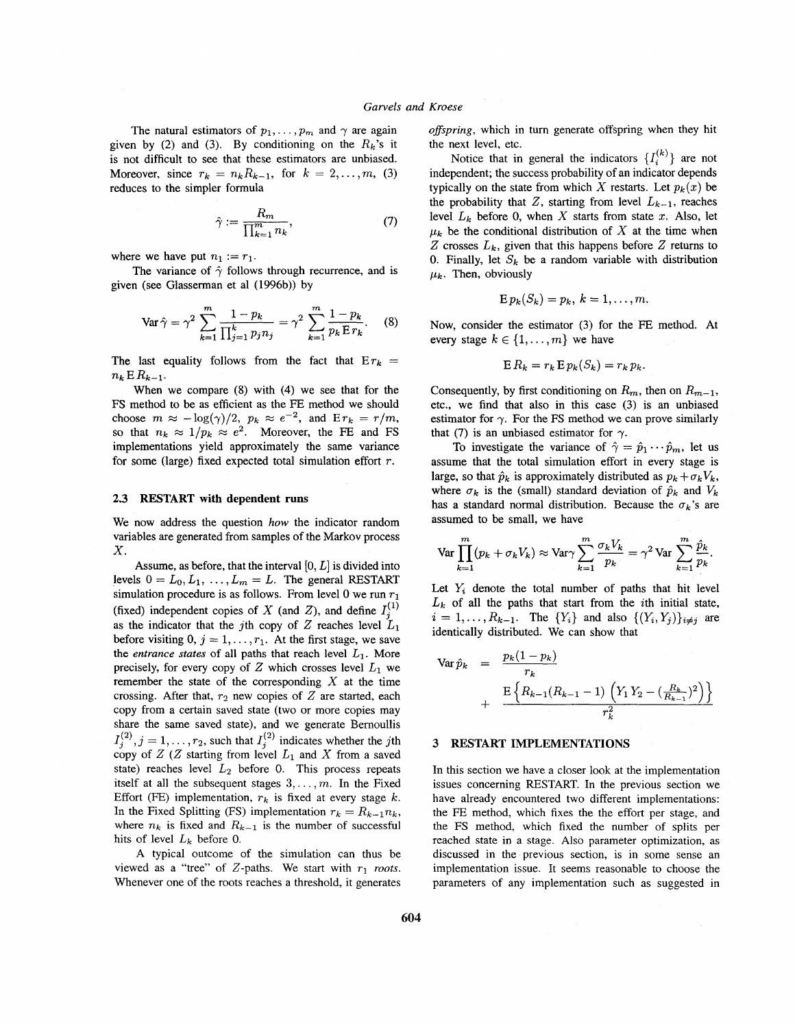The natural estimators of $p_1, \ldots, p_m$ and $\gamma$ are again given by (2) and (3). By conditioning on the $R_k$'s it is not difficult to see that these estimators are unbiased. Moreover, since $r_k = n_k R_{k-1}$, for $k = 2, \ldots, m$, (3) reduces to the simpler formula

$$\hat{\gamma} := \frac{R_m}{\prod_{k=1}^{m} n_k}, \tag{7}$$

where we have put $n_1 := r_1$.

The variance of $\hat{\gamma}$ follows through recurrence, and is given (see Glasserman et al (1996b)) by

$$\operatorname{Var}\hat{\gamma} = \gamma^2 \sum_{k=1}^{m} \frac{1-p_k}{\prod_{j=1}^{k} p_j n_j} = \gamma^2 \sum_{k=1}^{m} \frac{1-p_k}{p_k \operatorname{E} r_k}. \tag{8}$$

The last equality follows from the fact that $\operatorname{E} r_k = n_k \operatorname{E} R_{k-1}$.

When we compare (8) with (4) we see that for the FS method to be as efficient as the FE method we should choose $m \approx -\log(\gamma)/2$, $p_k \approx e^{-2}$, and $\operatorname{E} r_k = r/m$, so that $n_k \approx 1/p_k \approx e^2$. Moreover, the FE and FS implementations yield approximately the same variance for some (large) fixed expected total simulation effort $r$.

### 2.3 RESTART with dependent runs

We now address the question *how* the indicator random variables are generated from samples of the Markov process $X$.

Assume, as before, that the interval $[0, L]$ is divided into levels $0 = L_0, L_1, \ldots, L_m = L$. The general RESTART simulation procedure is as follows. From level 0 we run $r_1$ (fixed) independent copies of $X$ (and $Z$), and define $I_j^{(1)}$ as the indicator that the $j$th copy of $Z$ reaches level $L_1$ before visiting 0, $j = 1, \ldots, r_1$. At the first stage, we save the *entrance states* of all paths that reach level $L_1$. More precisely, for every copy of $Z$ which crosses level $L_1$ we remember the state of the corresponding $X$ at the time crossing. After that, $r_2$ new copies of $Z$ are started, each copy from a certain saved state (two or more copies may share the same saved state), and we generate Bernoullis $I_j^{(2)}, j = 1, \ldots, r_2$, such that $I_j^{(2)}$ indicates whether the $j$th copy of $Z$ ($Z$ starting from level $L_1$ and $X$ from a saved state) reaches level $L_2$ before 0. This process repeats itself at all the subsequent stages $3, \ldots, m$. In the Fixed Effort (FE) implementation, $r_k$ is fixed at every stage $k$. In the Fixed Splitting (FS) implementation $r_k = R_{k-1} n_k$, where $n_k$ is fixed and $R_{k-1}$ is the number of successful hits of level $L_k$ before 0.

A typical outcome of the simulation can thus be viewed as a "tree" of $Z$-paths. We start with $r_1$ *roots*. Whenever one of the roots reaches a threshold, it generates *offspring*, which in turn generate offspring when they hit the next level, etc.

Notice that in general the indicators $\{I_i^{(k)}\}$ are not independent; the success probability of an indicator depends typically on the state from which $X$ restarts. Let $p_k(x)$ be the probability that $Z$, starting from level $L_{k-1}$, reaches level $L_k$ before 0, when $X$ starts from state $x$. Also, let $\mu_k$ be the conditional distribution of $X$ at the time when $Z$ crosses $L_k$, given that this happens before $Z$ returns to 0. Finally, let $S_k$ be a random variable with distribution $\mu_k$. Then, obviously

$$\operatorname{E} p_k(S_k) = p_k, \; k = 1, \ldots, m.$$

Now, consider the estimator (3) for the FE method. At every stage $k \in \{1, \ldots, m\}$ we have

$$\operatorname{E} R_k = r_k \operatorname{E} p_k(S_k) = r_k p_k.$$

Consequently, by first conditioning on $R_m$, then on $R_{m-1}$, etc., we find that also in this case (3) is an unbiased estimator for $\gamma$. For the FS method we can prove similarly that (7) is an unbiased estimator for $\gamma$.

To investigate the variance of $\hat{\gamma} = \hat{p}_1 \cdots \hat{p}_m$, let us assume that the total simulation effort in every stage is large, so that $\hat{p}_k$ is approximately distributed as $p_k + \sigma_k V_k$, where $\sigma_k$ is the (small) standard deviation of $\hat{p}_k$ and $V_k$ has a standard normal distribution. Because the $\sigma_k$'s are assumed to be small, we have

$$\operatorname{Var} \prod_{k=1}^{m} (p_k + \sigma_k V_k) \approx \operatorname{Var} \gamma \sum_{k=1}^{m} \frac{\sigma_k V_k}{p_k} = \gamma^2 \operatorname{Var} \sum_{k=1}^{m} \frac{\hat{p}_k}{p_k}.$$

Let $Y_i$ denote the total number of paths that hit level $L_k$ of all the paths that start from the $i$th initial state, $i = 1, \ldots, R_{k-1}$. The $\{Y_i\}$ and also $\{(Y_i, Y_j)\}_{i \neq j}$ are identically distributed. We can show that

$$\operatorname{Var}\hat{p}_k = \frac{p_k(1-p_k)}{r_k} + \frac{\operatorname{E}\left\{R_{k-1}(R_{k-1}-1)\left(Y_1 Y_2 - (\frac{R_k}{R_{k-1}})^2\right)\right\}}{r_k^2}$$

## 3 RESTART IMPLEMENTATIONS

In this section we have a closer look at the implementation issues concerning RESTART. In the previous section we have already encountered two different implementations: the FE method, which fixes the the effort per stage, and the FS method, which fixed the number of splits per reached state in a stage. Also parameter optimization, as discussed in the previous section, is in some sense an implementation issue. It seems reasonable to choose the parameters of any implementation such as suggested in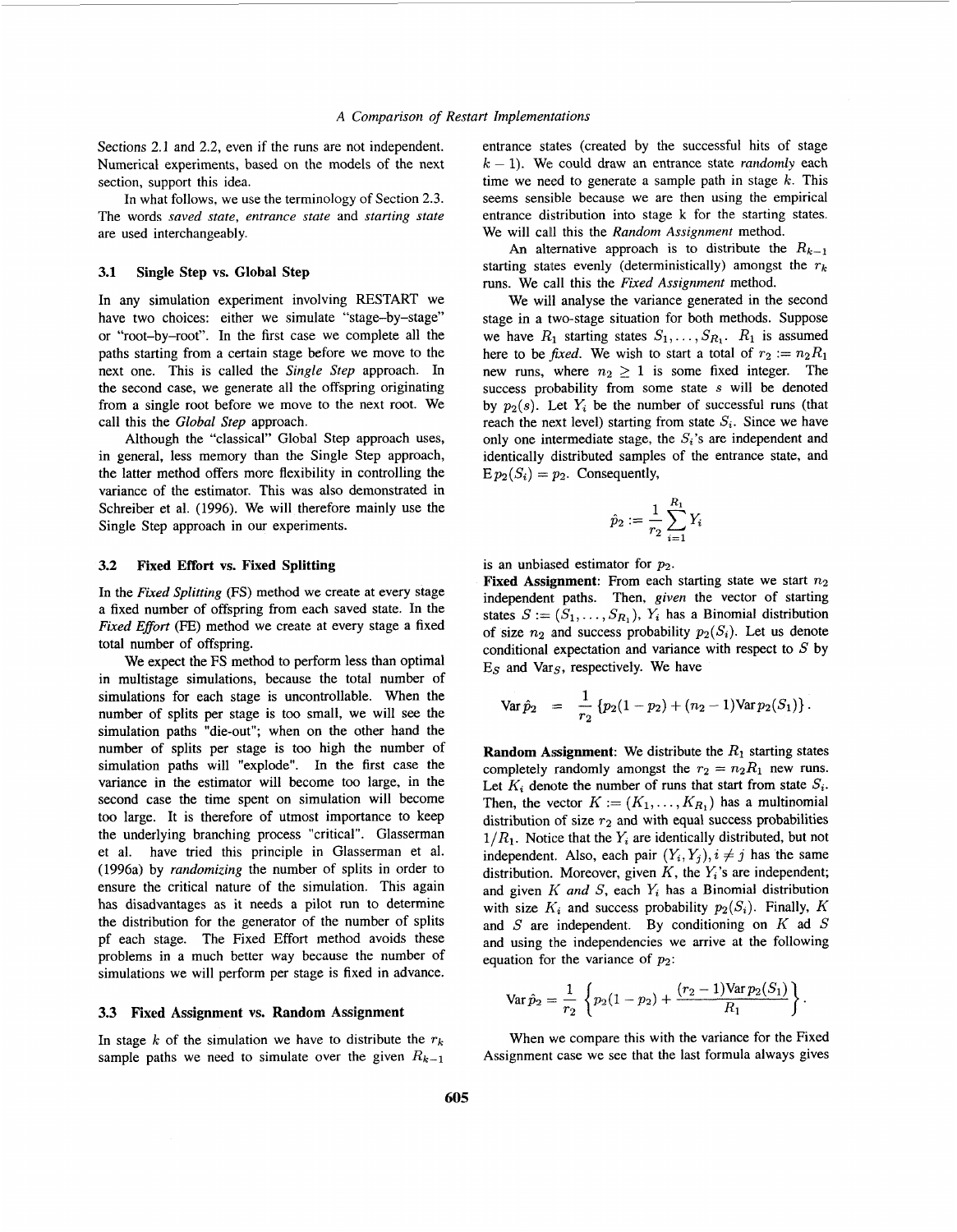Sections 2.1 and 2.2, even if the runs are not independent. Numerical experiments, based on the models of the next section, support this idea.

In what follows, we use the terminology of Section 2.3. The words *saved state*, *entrance state* and *starting state* are used interchangeably.

### 3.1 Single Step vs. Global Step

In any simulation experiment involving RESTART we have two choices: either we simulate "stage–by–stage" or "root–by–root". In the first case we complete all the paths starting from a certain stage before we move to the next one. This is called the *Single Step* approach. In the second case, we generate all the offspring originating from a single root before we move to the next root. We call this the *Global Step* approach.

Although the "classical" Global Step approach uses, in general, less memory than the Single Step approach, the latter method offers more flexibility in controlling the variance of the estimator. This was also demonstrated in Schreiber et al. (1996). We will therefore mainly use the Single Step approach in our experiments.

### 3.2 Fixed Effort vs. Fixed Splitting

In the *Fixed Splitting* (FS) method we create at every stage a fixed number of offspring from each saved state. In the *Fixed Effort* (FE) method we create at every stage a fixed total number of offspring.

We expect the FS method to perform less than optimal in multistage simulations, because the total number of simulations for each stage is uncontrollable. When the number of splits per stage is too small, we will see the simulation paths "die-out"; when on the other hand the number of splits per stage is too high the number of simulation paths will "explode". In the first case the variance in the estimator will become too large, in the second case the time spent on simulation will become too large. It is therefore of utmost importance to keep the underlying branching process "critical". Glasserman et al. have tried this principle in Glasserman et al. (1996a) by *randomizing* the number of splits in order to ensure the critical nature of the simulation. This again has disadvantages as it needs a pilot run to determine the distribution for the generator of the number of splits pf each stage. The Fixed Effort method avoids these problems in a much better way because the number of simulations we will perform per stage is fixed in advance.

### 3.3 Fixed Assignment vs. Random Assignment

In stage $k$ of the simulation we have to distribute the $r_k$ sample paths we need to simulate over the given $R_{k-1}$ entrance states (created by the successful hits of stage $k-1$). We could draw an entrance state *randomly* each time we need to generate a sample path in stage $k$. This seems sensible because we are then using the empirical entrance distribution into stage k for the starting states. We will call this the *Random Assignment* method.

An alternative approach is to distribute the $R_{k-1}$ starting states evenly (deterministically) amongst the $r_k$ runs. We call this the *Fixed Assignment* method.

We will analyse the variance generated in the second stage in a two-stage situation for both methods. Suppose we have $R_1$ starting states $S_1, \ldots, S_{R_1}$. $R_1$ is assumed here to be *fixed*. We wish to start a total of $r_2 := n_2 R_1$ new runs, where $n_2 \geq 1$ is some fixed integer. The success probability from some state $s$ will be denoted by $p_2(s)$. Let $Y_i$ be the number of successful runs (that reach the next level) starting from state $S_i$. Since we have only one intermediate stage, the $S_i$'s are independent and identically distributed samples of the entrance state, and $\mathrm{E}\, p_2(S_i) = p_2$. Consequently,

$$\hat{p}_2 := \frac{1}{r_2} \sum_{i=1}^{R_1} Y_i$$

is an unbiased estimator for $p_2$.

**Fixed Assignment**: From each starting state we start $n_2$ independent paths. Then, *given* the vector of starting states $S := (S_1, \ldots, S_{R_1})$, $Y_i$ has a Binomial distribution of size $n_2$ and success probability $p_2(S_i)$. Let us denote conditional expectation and variance with respect to $S$ by $\mathrm{E}_S$ and $\mathrm{Var}_S$, respectively. We have

$$\mathrm{Var}\, \hat{p}_2 \quad = \quad \frac{1}{r_2} \left\{ p_2(1-p_2) + (n_2 - 1)\mathrm{Var}\, p_2(S_1) \right\}.$$

**Random Assignment**: We distribute the $R_1$ starting states completely randomly amongst the $r_2 = n_2 R_1$ new runs. Let $K_i$ denote the number of runs that start from state $S_i$. Then, the vector $K := (K_1, \ldots, K_{R_1})$ has a multinomial distribution of size $r_2$ and with equal success probabilities $1/R_1$. Notice that the $Y_i$ are identically distributed, but not independent. Also, each pair $(Y_i, Y_j), i \neq j$ has the same distribution. Moreover, given $K$, the $Y_i$'s are independent; and given $K$ *and* $S$, each $Y_i$ has a Binomial distribution with size $K_i$ and success probability $p_2(S_i)$. Finally, $K$ and $S$ are independent. By conditioning on $K$ ad $S$ and using the independencies we arrive at the following equation for the variance of $p_2$:

$$\mathrm{Var}\, \hat{p}_2 = \frac{1}{r_2} \left\{ p_2(1-p_2) + \frac{(r_2 - 1)\mathrm{Var}\, p_2(S_1)}{R_1} \right\}.$$

When we compare this with the variance for the Fixed Assignment case we see that the last formula always gives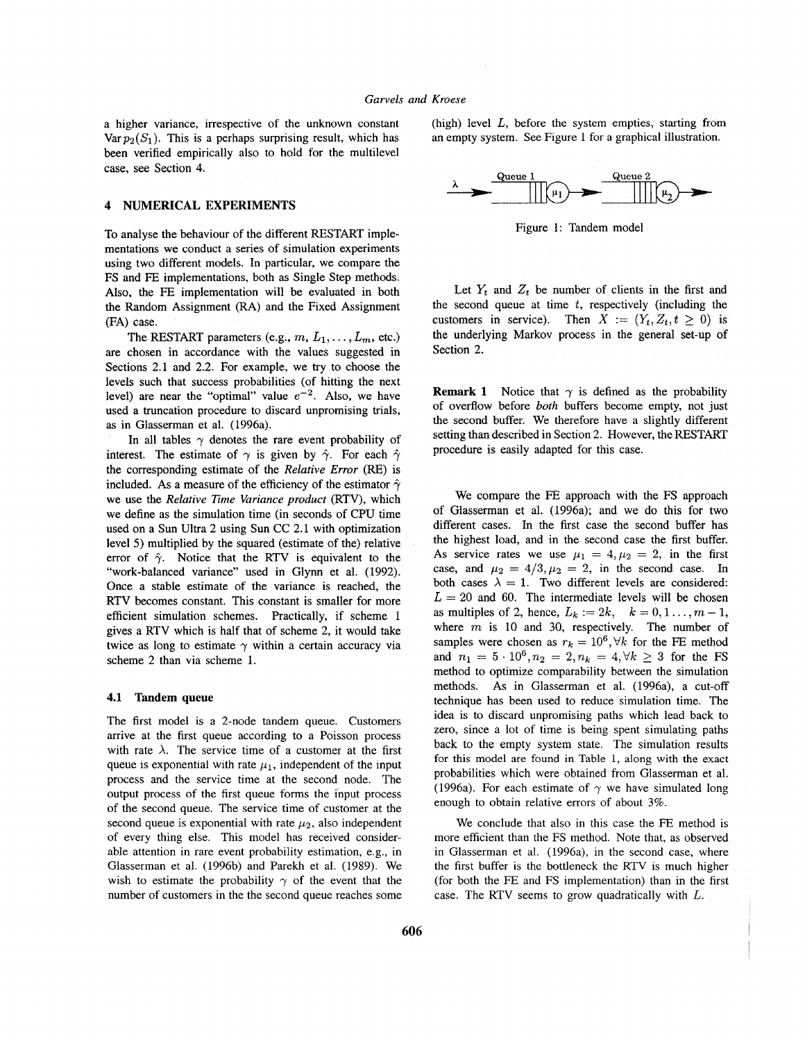a higher variance, irrespective of the unknown constant $\text{Var}\, p_2(S_1)$. This is a perhaps surprising result, which has been verified empirically also to hold for the multilevel case, see Section 4.

## 4 NUMERICAL EXPERIMENTS

To analyse the behaviour of the different RESTART implementations we conduct a series of simulation experiments using two different models. In particular, we compare the FS and FE implementations, both as Single Step methods. Also, the FE implementation will be evaluated in both the Random Assignment (RA) and the Fixed Assignment (FA) case.

The RESTART parameters (e.g., $m$, $L_1, \ldots, L_m$, etc.) are chosen in accordance with the values suggested in Sections 2.1 and 2.2. For example, we try to choose the levels such that success probabilities (of hitting the next level) are near the "optimal" value $e^{-2}$. Also, we have used a truncation procedure to discard unpromising trials, as in Glasserman et al. (1996a).

In all tables $\gamma$ denotes the rare event probability of interest. The estimate of $\gamma$ is given by $\hat{\gamma}$. For each $\hat{\gamma}$ the corresponding estimate of the *Relative Error* (RE) is included. As a measure of the efficiency of the estimator $\hat{\gamma}$ we use the *Relative Time Variance product* (RTV), which we define as the simulation time (in seconds of CPU time used on a Sun Ultra 2 using Sun CC 2.1 with optimization level 5) multiplied by the squared (estimate of the) relative error of $\hat{\gamma}$. Notice that the RTV is equivalent to the "work-balanced variance" used in Glynn et al. (1992). Once a stable estimate of the variance is reached, the RTV becomes constant. This constant is smaller for more efficient simulation schemes. Practically, if scheme 1 gives a RTV which is half that of scheme 2, it would take twice as long to estimate $\gamma$ within a certain accuracy via scheme 2 than via scheme 1.

### 4.1 Tandem queue

The first model is a 2-node tandem queue. Customers arrive at the first queue according to a Poisson process with rate $\lambda$. The service time of a customer at the first queue is exponential with rate $\mu_1$, independent of the input process and the service time at the second node. The output process of the first queue forms the input process of the second queue. The service time of customer at the second queue is exponential with rate $\mu_2$, also independent of every thing else. This model has received considerable attention in rare event probability estimation, e.g., in Glasserman et al. (1996b) and Parekh et al. (1989). We wish to estimate the probability $\gamma$ of the event that the number of customers in the the second queue reaches some (high) level $L$, before the system empties, starting from an empty system. See Figure 1 for a graphical illustration.

Figure 1: Tandem model

Let $Y_t$ and $Z_t$ be number of clients in the first and the second queue at time $t$, respectively (including the customers in service). Then $X := (Y_t, Z_t, t \geq 0)$ is the underlying Markov process in the general set-up of Section 2.

**Remark 1** Notice that $\gamma$ is defined as the probability of overflow before *both* buffers become empty, not just the second buffer. We therefore have a slightly different setting than described in Section 2. However, the RESTART procedure is easily adapted for this case.

We compare the FE approach with the FS approach of Glasserman et al. (1996a); and we do this for two different cases. In the first case the second buffer has the highest load, and in the second case the first buffer. As service rates we use $\mu_1 = 4, \mu_2 = 2$, in the first case, and $\mu_2 = 4/3, \mu_2 = 2$, in the second case. In both cases $\lambda = 1$. Two different levels are considered: $L = 20$ and 60. The intermediate levels will be chosen as multiples of 2, hence, $L_k := 2k, \quad k = 0, 1 \ldots, m-1$, where $m$ is 10 and 30, respectively. The number of samples were chosen as $r_k = 10^6, \forall k$ for the FE method and $n_1 = 5 \cdot 10^6, n_2 = 2, n_k = 4, \forall k \geq 3$ for the FS method to optimize comparability between the simulation methods. As in Glasserman et al. (1996a), a cut-off technique has been used to reduce simulation time. The idea is to discard unpromising paths which lead back to zero, since a lot of time is being spent simulating paths back to the empty system state. The simulation results for this model are found in Table 1, along with the exact probabilities which were obtained from Glasserman et al. (1996a). For each estimate of $\gamma$ we have simulated long enough to obtain relative errors of about 3%.

We conclude that also in this case the FE method is more efficient than the FS method. Note that, as observed in Glasserman et al. (1996a), in the second case, where the first buffer is the bottleneck the RTV is much higher (for both the FE and FS implementation) than in the first case. The RTV seems to grow quadratically with $L$.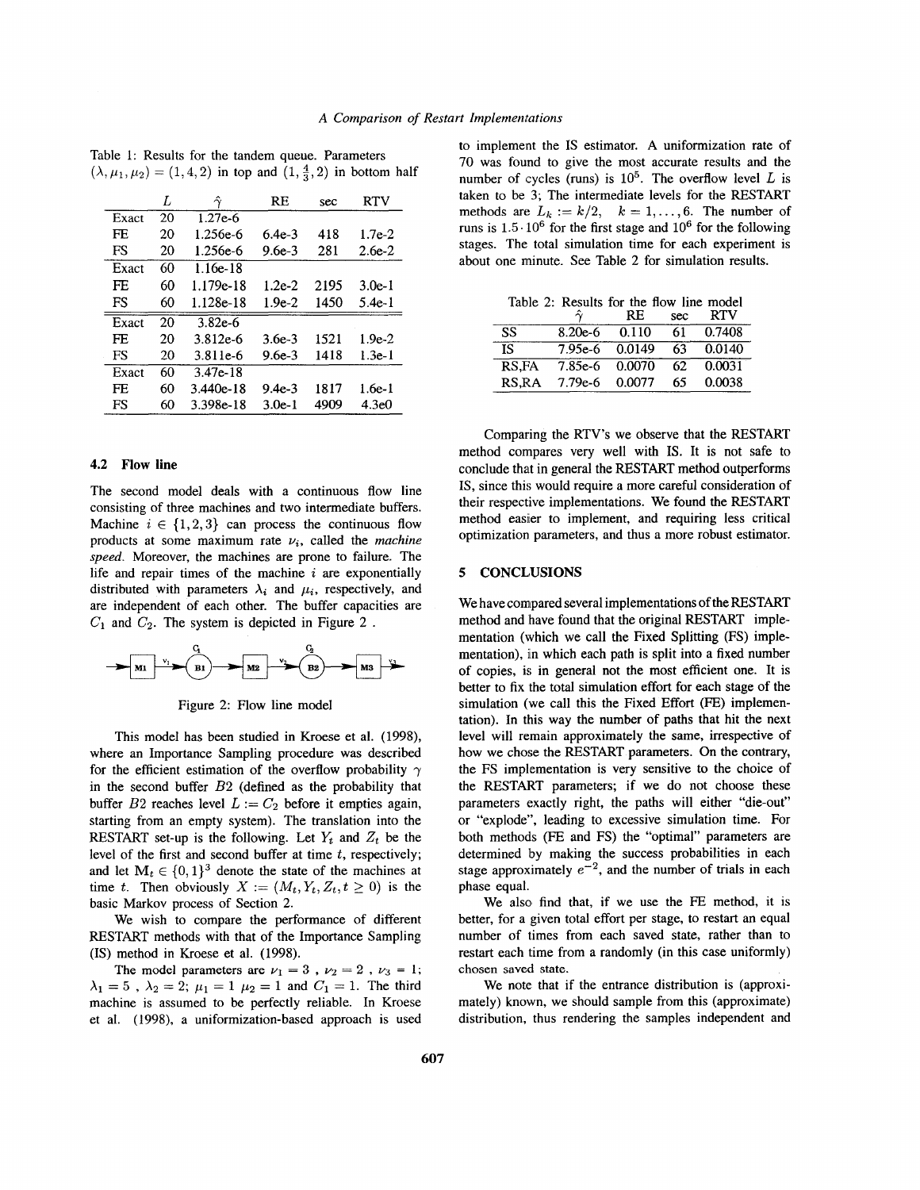Table 1: Results for the tandem queue. Parameters $(\lambda, \mu_1, \mu_2) = (1, 4, 2)$ in top and $(1, \frac{4}{3}, 2)$ in bottom half

| | $L$ | $\hat{\gamma}$ | RE | sec | RTV |
|---|---|---|---|---|---|
| Exact | 20 | 1.27e-6 | | | |
| FE | 20 | 1.256e-6 | 6.4e-3 | 418 | 1.7e-2 |
| FS | 20 | 1.256e-6 | 9.6e-3 | 281 | 2.6e-2 |
| Exact | 60 | 1.16e-18 | | | |
| FE | 60 | 1.179e-18 | 1.2e-2 | 2195 | 3.0e-1 |
| FS | 60 | 1.128e-18 | 1.9e-2 | 1450 | 5.4e-1 |
| Exact | 20 | 3.82e-6 | | | |
| FE | 20 | 3.812e-6 | 3.6e-3 | 1521 | 1.9e-2 |
| FS | 20 | 3.811e-6 | 9.6e-3 | 1418 | 1.3e-1 |
| Exact | 60 | 3.47e-18 | | | |
| FE | 60 | 3.440e-18 | 9.4e-3 | 1817 | 1.6e-1 |
| FS | 60 | 3.398e-18 | 3.0e-1 | 4909 | 4.3e0 |

### 4.2 Flow line

The second model deals with a continuous flow line consisting of three machines and two intermediate buffers. Machine $i \in \{1, 2, 3\}$ can process the continuous flow products at some maximum rate $\nu_i$, called the *machine speed*. Moreover, the machines are prone to failure. The life and repair times of the machine $i$ are exponentially distributed with parameters $\lambda_i$ and $\mu_i$, respectively, and are independent of each other. The buffer capacities are $C_1$ and $C_2$. The system is depicted in Figure 2 .

Figure 2: Flow line model

This model has been studied in Kroese et al. (1998), where an Importance Sampling procedure was described for the efficient estimation of the overflow probability $\gamma$ in the second buffer $B2$ (defined as the probability that buffer $B2$ reaches level $L := C_2$ before it empties again, starting from an empty system). The translation into the RESTART set-up is the following. Let $Y_t$ and $Z_t$ be the level of the first and second buffer at time $t$, respectively; and let $\mathbf{M}_t \in \{0, 1\}^3$ denote the state of the machines at time $t$. Then obviously $X := (\mathbf{M}_t, Y_t, Z_t, t \geq 0)$ is the basic Markov process of Section 2.

We wish to compare the performance of different RESTART methods with that of the Importance Sampling (IS) method in Kroese et al. (1998).

The model parameters are $\nu_1 = 3$ , $\nu_2 = 2$ , $\nu_3 = 1$; $\lambda_1 = 5$ , $\lambda_2 = 2$; $\mu_1 = 1$ $\mu_2 = 1$ and $C_1 = 1$. The third machine is assumed to be perfectly reliable. In Kroese et al. (1998), a uniformization-based approach is used to implement the IS estimator. A uniformization rate of 70 was found to give the most accurate results and the number of cycles (runs) is $10^5$. The overflow level $L$ is taken to be 3; The intermediate levels for the RESTART methods are $L_k := k/2, \quad k = 1, \ldots, 6$. The number of runs is $1.5 \cdot 10^6$ for the first stage and $10^6$ for the following stages. The total simulation time for each experiment is about one minute. See Table 2 for simulation results.

Table 2: Results for the flow line model

| | $\hat{\gamma}$ | RE | sec | RTV |
|---|---|---|---|---|
| SS | 8.20e-6 | 0.110 | 61 | 0.7408 |
| IS | 7.95e-6 | 0.0149 | 63 | 0.0140 |
| RS,FA | 7.85e-6 | 0.0070 | 62 | 0.0031 |
| RS,RA | 7.79e-6 | 0.0077 | 65 | 0.0038 |

Comparing the RTV's we observe that the RESTART method compares very well with IS. It is not safe to conclude that in general the RESTART method outperforms IS, since this would require a more careful consideration of their respective implementations. We found the RESTART method easier to implement, and requiring less critical optimization parameters, and thus a more robust estimator.

## 5 CONCLUSIONS

We have compared several implementations of the RESTART method and have found that the original RESTART implementation (which we call the Fixed Splitting (FS) implementation), in which each path is split into a fixed number of copies, is in general not the most efficient one. It is better to fix the total simulation effort for each stage of the simulation (we call this the Fixed Effort (FE) implementation). In this way the number of paths that hit the next level will remain approximately the same, irrespective of how we chose the RESTART parameters. On the contrary, the FS implementation is very sensitive to the choice of the RESTART parameters; if we do not choose these parameters exactly right, the paths will either "die-out" or "explode", leading to excessive simulation time. For both methods (FE and FS) the "optimal" parameters are determined by making the success probabilities in each stage approximately $e^{-2}$, and the number of trials in each phase equal.

We also find that, if we use the FE method, it is better, for a given total effort per stage, to restart an equal number of times from each saved state, rather than to restart each time from a randomly (in this case uniformly) chosen saved state.

We note that if the entrance distribution is (approximately) known, we should sample from this (approximate) distribution, thus rendering the samples independent and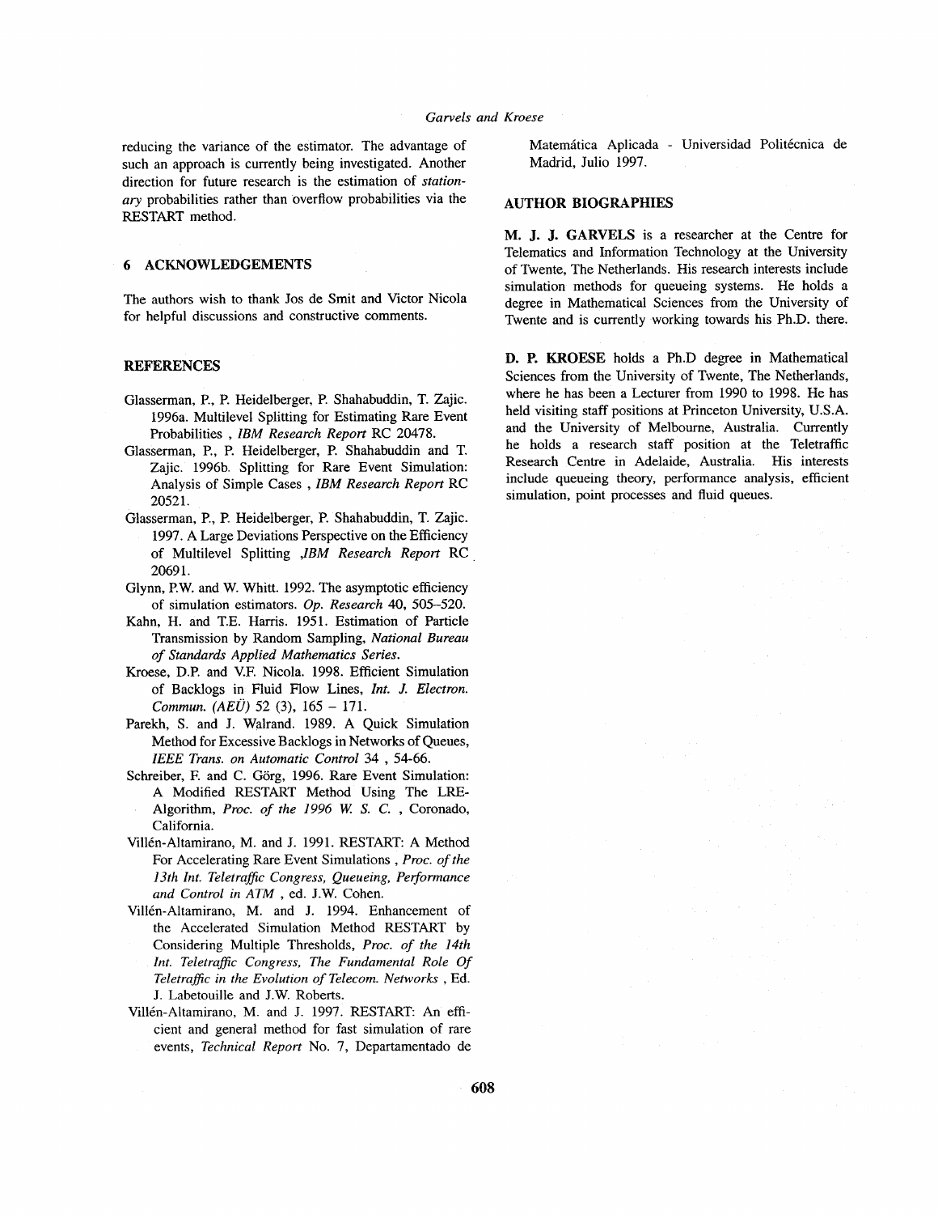reducing the variance of the estimator. The advantage of such an approach is currently being investigated. Another direction for future research is the estimation of *stationary* probabilities rather than overflow probabilities via the RESTART method.

## 6 ACKNOWLEDGEMENTS

The authors wish to thank Jos de Smit and Victor Nicola for helpful discussions and constructive comments.

## REFERENCES

Glasserman, P., P. Heidelberger, P. Shahabuddin, T. Zajic. 1996a. Multilevel Splitting for Estimating Rare Event Probabilities , *IBM Research Report* RC 20478.

Glasserman, P., P. Heidelberger, P. Shahabuddin and T. Zajic. 1996b. Splitting for Rare Event Simulation: Analysis of Simple Cases , *IBM Research Report* RC 20521.

Glasserman, P., P. Heidelberger, P. Shahabuddin, T. Zajic. 1997. A Large Deviations Perspective on the Efficiency of Multilevel Splitting ,*IBM Research Report* RC 20691.

Glynn, P.W. and W. Whitt. 1992. The asymptotic efficiency of simulation estimators. *Op. Research* 40, 505–520.

Kahn, H. and T.E. Harris. 1951. Estimation of Particle Transmission by Random Sampling, *National Bureau of Standards Applied Mathematics Series.*

Kroese, D.P. and V.F. Nicola. 1998. Efficient Simulation of Backlogs in Fluid Flow Lines, *Int. J. Electron. Commun. (AEÜ)* 52 (3), 165 – 171.

Parekh, S. and J. Walrand. 1989. A Quick Simulation Method for Excessive Backlogs in Networks of Queues, *IEEE Trans. on Automatic Control* 34 , 54-66.

Schreiber, F. and C. Görg, 1996. Rare Event Simulation: A Modified RESTART Method Using The LRE-Algorithm, *Proc. of the 1996 W. S. C.* , Coronado, California.

Villén-Altamirano, M. and J. 1991. RESTART: A Method For Accelerating Rare Event Simulations , *Proc. of the 13th Int. Teletraffic Congress, Queueing, Performance and Control in ATM* , ed. J.W. Cohen.

Villén-Altamirano, M. and J. 1994. Enhancement of the Accelerated Simulation Method RESTART by Considering Multiple Thresholds, *Proc. of the 14th Int. Teletraffic Congress, The Fundamental Role Of Teletraffic in the Evolution of Telecom. Networks* , Ed. J. Labetouille and J.W. Roberts.

Villén-Altamirano, M. and J. 1997. RESTART: An efficient and general method for fast simulation of rare events, *Technical Report* No. 7, Departamentado de Matemática Aplicada - Universidad Politécnica de Madrid, Julio 1997.

## AUTHOR BIOGRAPHIES

**M. J. J. GARVELS** is a researcher at the Centre for Telematics and Information Technology at the University of Twente, The Netherlands. His research interests include simulation methods for queueing systems. He holds a degree in Mathematical Sciences from the University of Twente and is currently working towards his Ph.D. there.

**D. P. KROESE** holds a Ph.D degree in Mathematical Sciences from the University of Twente, The Netherlands, where he has been a Lecturer from 1990 to 1998. He has held visiting staff positions at Princeton University, U.S.A. and the University of Melbourne, Australia. Currently he holds a research staff position at the Teletraffic Research Centre in Adelaide, Australia. His interests include queueing theory, performance analysis, efficient simulation, point processes and fluid queues.